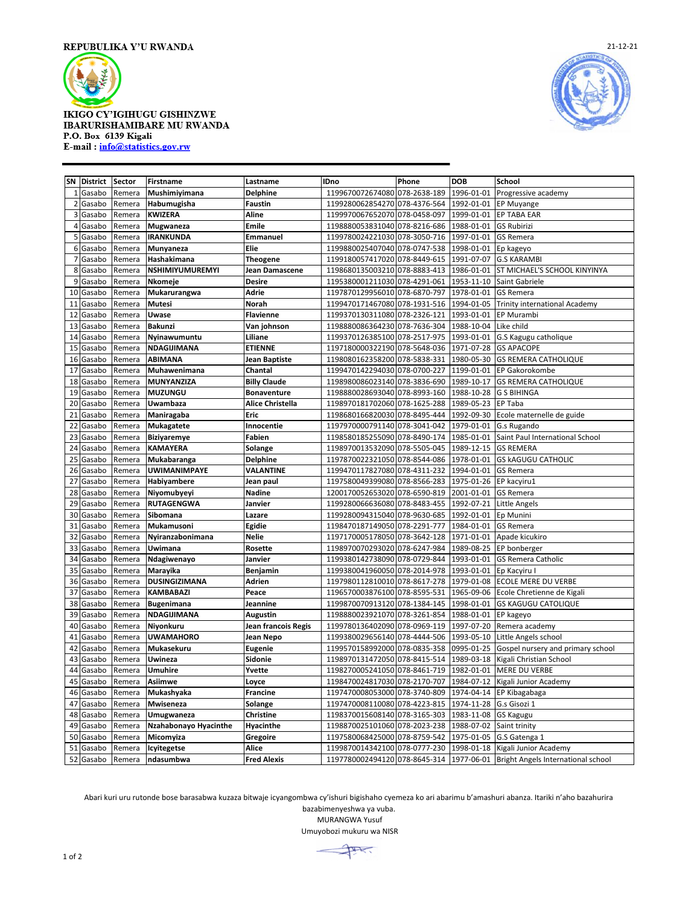REPUBULIKA Y'U RWANDA

21-12-21

**IKIGO CY'IGIHUGU GISHINZWE IBARURISHAMIBARE MU RWANDA**
**P.O. Box 6139 Kigali**
**E-mail : info@statistics.gov.rw**

| SN | District | Sector | Firstname | Lastname | IDno | Phone | DOB | School |
|---|---|---|---|---|---|---|---|---|
| 1 | Gasabo | Remera | **Mushimiyimana** | **Delphine** | 1199670072674080 | 078-2638-189 | 1996-01-01 | Progressive academy |
| 2 | Gasabo | Remera | **Habumugisha** | **Faustin** | 1199280062854270 | 078-4376-564 | 1992-01-01 | EP Muyange |
| 3 | Gasabo | Remera | **KWIZERA** | **Aline** | 1199970067652070 | 078-0458-097 | 1999-01-01 | EP TABA EAR |
| 4 | Gasabo | Remera | **Mugwaneza** | **Emile** | 1198880053831040 | 078-8216-686 | 1988-01-01 | GS Rubirizi |
| 5 | Gasabo | Remera | **IRANKUNDA** | **Emmanuel** | 1199780024221030 | 078-3050-716 | 1997-01-01 | GS Remera |
| 6 | Gasabo | Remera | **Munyaneza** | **Elie** | 1199880025407040 | 078-0747-538 | 1998-01-01 | Ep kageyo |
| 7 | Gasabo | Remera | **Hashakimana** | **Theogene** | 1199180057417020 | 078-8449-615 | 1991-07-07 | G.S KARAMBI |
| 8 | Gasabo | Remera | **NSHIMIYUMUREMYI** | **Jean Damascene** | 1198680135003210 | 078-8883-413 | 1986-01-01 | ST MICHAEL'S SCHOOL KINYINYA |
| 9 | Gasabo | Remera | **Nkomeje** | **Desire** | 1195380001211030 | 078-4291-061 | 1953-11-10 | Saint Gabriele |
| 10 | Gasabo | Remera | **Mukarurangwa** | **Adrie** | 1197870129956010 | 078-6870-797 | 1978-01-01 | GS Remera |
| 11 | Gasabo | Remera | **Mutesi** | **Norah** | 1199470171467080 | 078-1931-516 | 1994-01-05 | Trinity international Academy |
| 12 | Gasabo | Remera | **Uwase** | **Flavienne** | 1199370130311080 | 078-2326-121 | 1993-01-01 | EP Murambi |
| 13 | Gasabo | Remera | **Bakunzi** | **Van johnson** | 1198880086364230 | 078-7636-304 | 1988-10-04 | Like child |
| 14 | Gasabo | Remera | **Nyinawumuntu** | **Liliane** | 1199370126385100 | 078-2517-975 | 1993-01-01 | G.S Kagugu catholique |
| 15 | Gasabo | Remera | **NDAGIJIMANA** | **ETIENNE** | 1197180000322190 | 078-5648-036 | 1971-07-28 | GS APACOPE |
| 16 | Gasabo | Remera | **ABIMANA** | **Jean Baptiste** | 1198080162358200 | 078-5838-331 | 1980-05-30 | GS REMERA CATHOLIQUE |
| 17 | Gasabo | Remera | **Muhawenimana** | **Chantal** | 1199470142294030 | 078-0700-227 | 1199-01-01 | EP Gakorokombe |
| 18 | Gasabo | Remera | **MUNYANZIZA** | **Billy Claude** | 1198980086023140 | 078-3836-690 | 1989-10-17 | GS REMERA CATHOLIQUE |
| 19 | Gasabo | Remera | **MUZUNGU** | **Bonaventure** | 1198880028693040 | 078-8993-160 | 1988-10-28 | G S BIHINGA |
| 20 | Gasabo | Remera | **Uwambaza** | **Alice Christella** | 1198970181702060 | 078-1625-288 | 1989-05-23 | EP Taba |
| 21 | Gasabo | Remera | **Maniragaba** | **Eric** | 1198680166820030 | 078-8495-444 | 1992-09-30 | Ecole maternelle de guide |
| 22 | Gasabo | Remera | **Mukagatete** | **Innocentie** | 1197970000791140 | 078-3041-042 | 1979-01-01 | G.s Rugando |
| 23 | Gasabo | Remera | **Biziyaremye** | **Fabien** | 1198580185255090 | 078-8490-174 | 1985-01-01 | Saint Paul International School |
| 24 | Gasabo | Remera | **KAMAYERA** | **Solange** | 1198970013532090 | 078-5505-045 | 1989-12-15 | GS REMERA |
| 25 | Gasabo | Remera | **Mukabaranga** | **Delphine** | 1197870022321050 | 078-8544-086 | 1978-01-01 | GS kAGUGU CATHOLIC |
| 26 | Gasabo | Remera | **UWIMANIMPAYE** | **VALANTINE** | 1199470117827080 | 078-4311-232 | 1994-01-01 | GS Remera |
| 27 | Gasabo | Remera | **Habiyambere** | **Jean paul** | 1197580049399080 | 078-8566-283 | 1975-01-26 | EP kacyiru1 |
| 28 | Gasabo | Remera | **Niyomubyeyi** | **Nadine** | 1200170052653020 | 078-6590-819 | 2001-01-01 | GS Remera |
| 29 | Gasabo | Remera | **RUTAGENGWA** | **Janvier** | 1199280066636080 | 078-8483-455 | 1992-07-21 | Little Angels |
| 30 | Gasabo | Remera | **Sibomana** | **Lazare** | 1199280094315040 | 078-9630-685 | 1992-01-01 | Ep Munini |
| 31 | Gasabo | Remera | **Mukamusoni** | **Egidie** | 1198470187149050 | 078-2291-777 | 1984-01-01 | GS Remera |
| 32 | Gasabo | Remera | **Nyiranzabonimana** | **Nelie** | 1197170005178050 | 078-3642-128 | 1971-01-01 | Apade kicukiro |
| 33 | Gasabo | Remera | **Uwimana** | **Rosette** | 1198970070293020 | 078-6247-984 | 1989-08-25 | EP bonberger |
| 34 | Gasabo | Remera | **Ndagiwenayo** | **Janvier** | 1199380142738090 | 078-0729-844 | 1993-01-01 | GS Remera Catholic |
| 35 | Gasabo | Remera | **Marayika** | **Benjamin** | 1199380041960050 | 078-2014-978 | 1993-01-01 | Ep Kacyiru I |
| 36 | Gasabo | Remera | **DUSINGIZIMANA** | **Adrien** | 1197980112810010 | 078-8617-278 | 1979-01-08 | ECOLE MERE DU VERBE |
| 37 | Gasabo | Remera | **KAMBABAZI** | **Peace** | 1196570003876100 | 078-8595-531 | 1965-09-06 | Ecole Chretienne de Kigali |
| 38 | Gasabo | Remera | **Bugenimana** | **Jeannine** | 1199870070913120 | 078-1384-145 | 1998-01-01 | GS KAGUGU CATOLIQUE |
| 39 | Gasabo | Remera | **NDAGIJIMANA** | **Augustin** | 1198880023921070 | 078-3261-853 | 1988-01-01 | EP kageyo |
| 40 | Gasabo | Remera | **Niyonkuru** | **Jean francois Regis** | 1199780136402090 | 078-0969-119 | 1997-07-20 | Remera academy |
| 41 | Gasabo | Remera | **UWAMAHORO** | **Jean Nepo** | 1199380029656140 | 078-4444-506 | 1993-05-10 | Little Angels school |
| 42 | Gasabo | Remera | **Mukasekuru** | **Eugenie** | 1199570158992000 | 078-0835-358 | 0995-01-25 | Gospel nursery and primary school |
| 43 | Gasabo | Remera | **Uwineza** | **Sidonie** | 1198970131472050 | 078-8415-514 | 1989-03-18 | Kigali Christian School |
| 44 | Gasabo | Remera | **Umuhire** | **Yvette** | 1198270005241050 | 078-8461-719 | 1982-01-01 | MERE DU VERBE |
| 45 | Gasabo | Remera | **Asiimwe** | **Loyce** | 1198470024817030 | 078-2170-707 | 1984-07-12 | Kigali Junior Academy |
| 46 | Gasabo | Remera | **Mukashyaka** | **Francine** | 1197470008053000 | 078-3740-809 | 1974-04-14 | EP Kibagabaga |
| 47 | Gasabo | Remera | **Mwiseneza** | **Solange** | 1197470008110080 | 078-4223-815 | 1974-11-28 | G.s Gisozi 1 |
| 48 | Gasabo | Remera | **Umugwaneza** | **Christine** | 1198370015608140 | 078-3165-303 | 1983-11-08 | GS Kagugu |
| 49 | Gasabo | Remera | **Nzahabonayo Hyacinthe** | **Hyacinthe** | 1198870025101060 | 078-2023-238 | 1988-07-02 | Saint trinity |
| 50 | Gasabo | Remera | **Micomyiza** | **Gregoire** | 1197580068425000 | 078-8759-542 | 1975-01-05 | G.S Gatenga 1 |
| 51 | Gasabo | Remera | **Icyitegetse** | **Alice** | 1199870014342100 | 078-0777-230 | 1998-01-18 | Kigali Junior Academy |
| 52 | Gasabo | Remera | **ndasumbwa** | **Fred Alexis** | 1197780002494120 | 078-8645-314 | 1977-06-01 | Bright Angels International school |

Abari kuri uru rutonde bose barasabwa kuzaza bitwaje icyangombwa cy'ishuri bigishaho cyemeza ko ari abarimu b'amashuri abanza. Itariki n'aho bazahurira bazabimenyeshwa ya vuba.

MURANGWA Yusuf

Umuyobozi mukuru wa NISR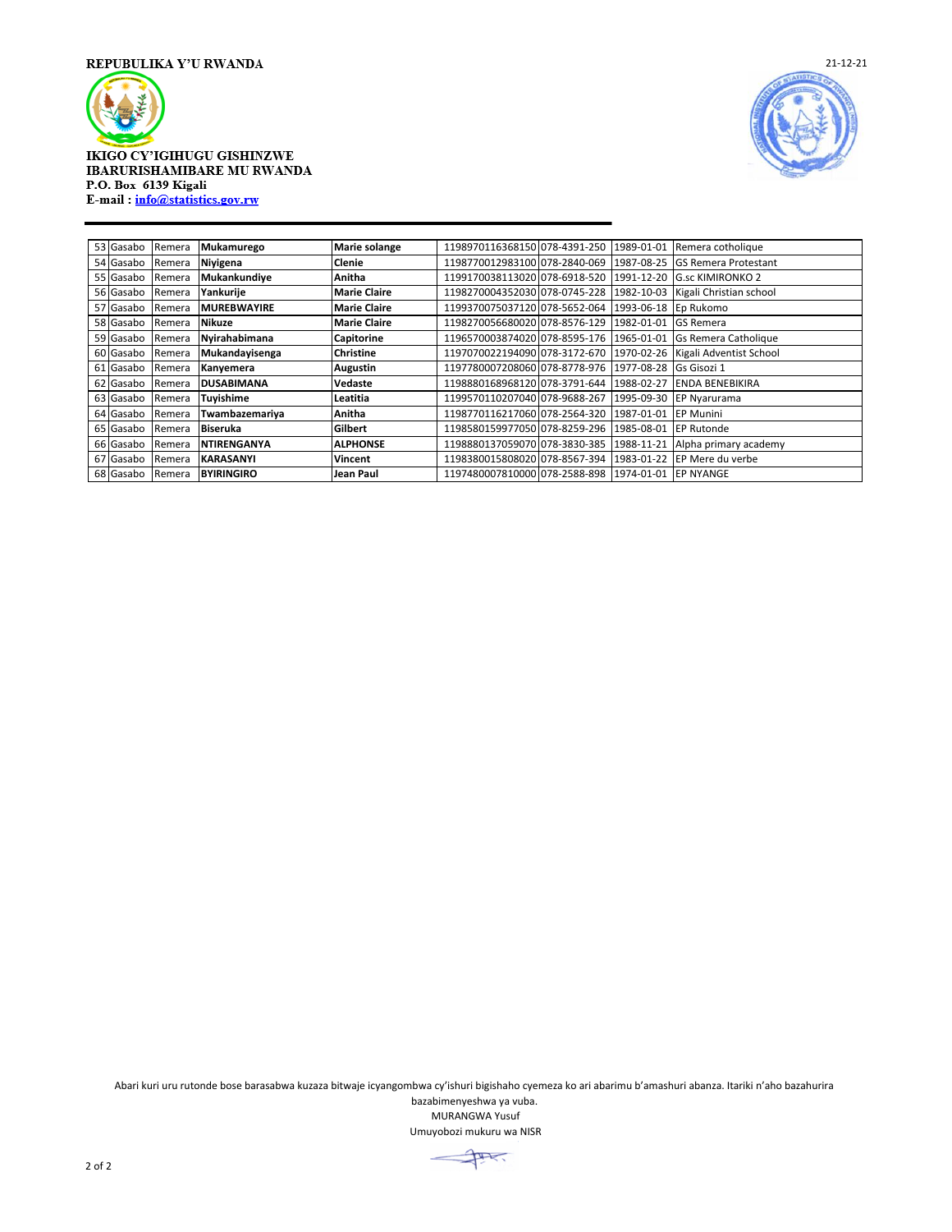**REPUBULIKA Y'U RWANDA**

21-12-21

**IKIGO CY'IGIHUGU GISHINZWE IBARURISHAMIBARE MU RWANDA**
**P.O. Box 6139 Kigali**
**E-mail : info@statistics.gov.rw**

| | | | | | | | | |
|---|---|---|---|---|---|---|---|---|
| 53 | Gasabo | Remera | **Mukamurego** | **Marie solange** | 1198970116368150 | 078-4391-250 | 1989-01-01 | Remera cotholique |
| 54 | Gasabo | Remera | **Niyigena** | **Clenie** | 1198770012983100 | 078-2840-069 | 1987-08-25 | GS Remera Protestant |
| 55 | Gasabo | Remera | **Mukankundiye** | **Anitha** | 1199170038113020 | 078-6918-520 | 1991-12-20 | G.sc KIMIRONKO 2 |
| 56 | Gasabo | Remera | **Yankurije** | **Marie Claire** | 1198270004352030 | 078-0745-228 | 1982-10-03 | Kigali Christian school |
| 57 | Gasabo | Remera | **MUREBWAYIRE** | **Marie Claire** | 1199370075037120 | 078-5652-064 | 1993-06-18 | Ep Rukomo |
| 58 | Gasabo | Remera | **Nikuze** | **Marie Claire** | 1198270056680020 | 078-8576-129 | 1982-01-01 | GS Remera |
| 59 | Gasabo | Remera | **Nyirahabimana** | **Capitorine** | 1196570003874020 | 078-8595-176 | 1965-01-01 | Gs Remera Catholique |
| 60 | Gasabo | Remera | **Mukandayisenga** | **Christine** | 1197070022194090 | 078-3172-670 | 1970-02-26 | Kigali Adventist School |
| 61 | Gasabo | Remera | **Kanyemera** | **Augustin** | 1197780007208060 | 078-8778-976 | 1977-08-28 | Gs Gisozi 1 |
| 62 | Gasabo | Remera | **DUSABIMANA** | **Vedaste** | 1198880168968120 | 078-3791-644 | 1988-02-27 | ENDA BENEBIKIRA |
| 63 | Gasabo | Remera | **Tuyishime** | **Leatitia** | 1199570110207040 | 078-9688-267 | 1995-09-30 | EP Nyarurama |
| 64 | Gasabo | Remera | **Twambazemariya** | **Anitha** | 1198770116217060 | 078-2564-320 | 1987-01-01 | EP Munini |
| 65 | Gasabo | Remera | **Biseruka** | **Gilbert** | 1198580159977050 | 078-8259-296 | 1985-08-01 | EP Rutonde |
| 66 | Gasabo | Remera | **NTIRENGANYA** | **ALPHONSE** | 1198880137059070 | 078-3830-385 | 1988-11-21 | Alpha primary academy |
| 67 | Gasabo | Remera | **KARASANYI** | **Vincent** | 1198380015808020 | 078-8567-394 | 1983-01-22 | EP Mere du verbe |
| 68 | Gasabo | Remera | **BYIRINGIRO** | **Jean Paul** | 1197480007810000 | 078-2588-898 | 1974-01-01 | EP NYANGE |

Abari kuri uru rutonde bose barasabwa kuzaza bitwaje icyangombwa cy'ishuri bigishaho cyemeza ko ari abarimu b'amashuri abanza. Itariki n'aho bazahurira bazabimenyeshwa ya vuba.

MURANGWA Yusuf

Umuyobozi mukuru wa NISR